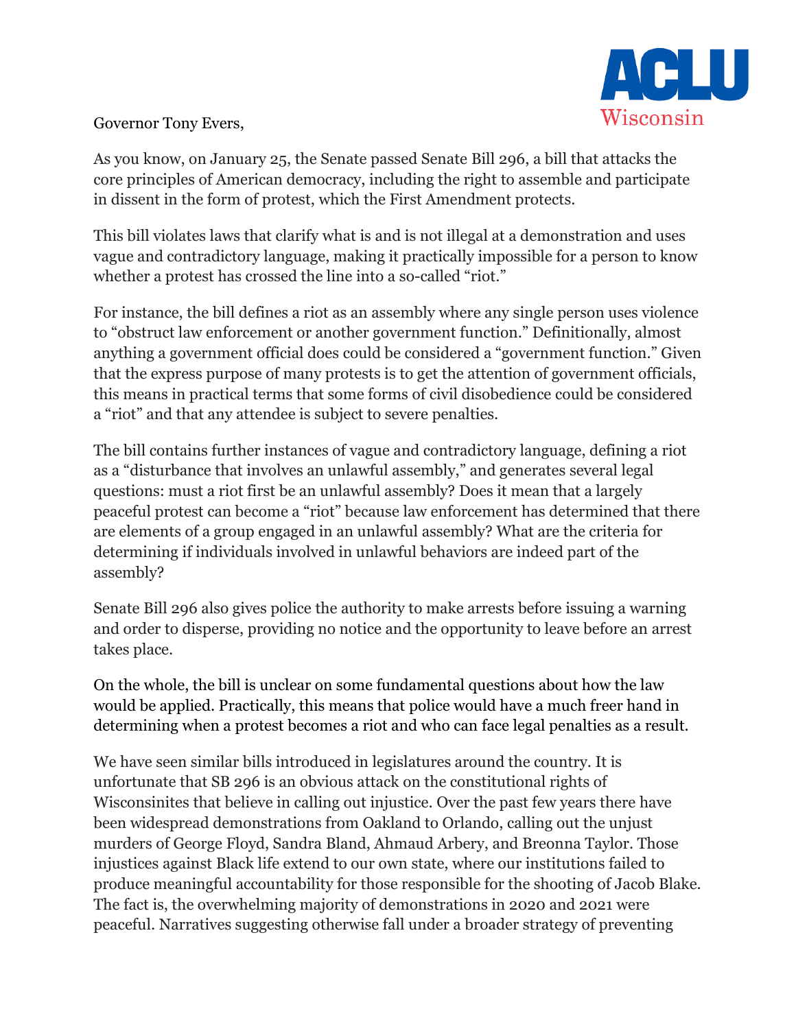ACLU Wisconsin

Governor Tony Evers,

As you know, on January 25, the Senate passed Senate Bill 296, a bill that attacks the core principles of American democracy, including the right to assemble and participate in dissent in the form of protest, which the First Amendment protects.

This bill violates laws that clarify what is and is not illegal at a demonstration and uses vague and contradictory language, making it practically impossible for a person to know whether a protest has crossed the line into a so-called "riot."

For instance, the bill defines a riot as an assembly where any single person uses violence to "obstruct law enforcement or another government function." Definitionally, almost anything a government official does could be considered a "government function." Given that the express purpose of many protests is to get the attention of government officials, this means in practical terms that some forms of civil disobedience could be considered a "riot" and that any attendee is subject to severe penalties.

The bill contains further instances of vague and contradictory language, defining a riot as a "disturbance that involves an unlawful assembly," and generates several legal questions: must a riot first be an unlawful assembly? Does it mean that a largely peaceful protest can become a "riot" because law enforcement has determined that there are elements of a group engaged in an unlawful assembly? What are the criteria for determining if individuals involved in unlawful behaviors are indeed part of the assembly?

Senate Bill 296 also gives police the authority to make arrests before issuing a warning and order to disperse, providing no notice and the opportunity to leave before an arrest takes place.

On the whole, the bill is unclear on some fundamental questions about how the law would be applied. Practically, this means that police would have a much freer hand in determining when a protest becomes a riot and who can face legal penalties as a result.

We have seen similar bills introduced in legislatures around the country. It is unfortunate that SB 296 is an obvious attack on the constitutional rights of Wisconsinites that believe in calling out injustice. Over the past few years there have been widespread demonstrations from Oakland to Orlando, calling out the unjust murders of George Floyd, Sandra Bland, Ahmaud Arbery, and Breonna Taylor. Those injustices against Black life extend to our own state, where our institutions failed to produce meaningful accountability for those responsible for the shooting of Jacob Blake. The fact is, the overwhelming majority of demonstrations in 2020 and 2021 were peaceful. Narratives suggesting otherwise fall under a broader strategy of preventing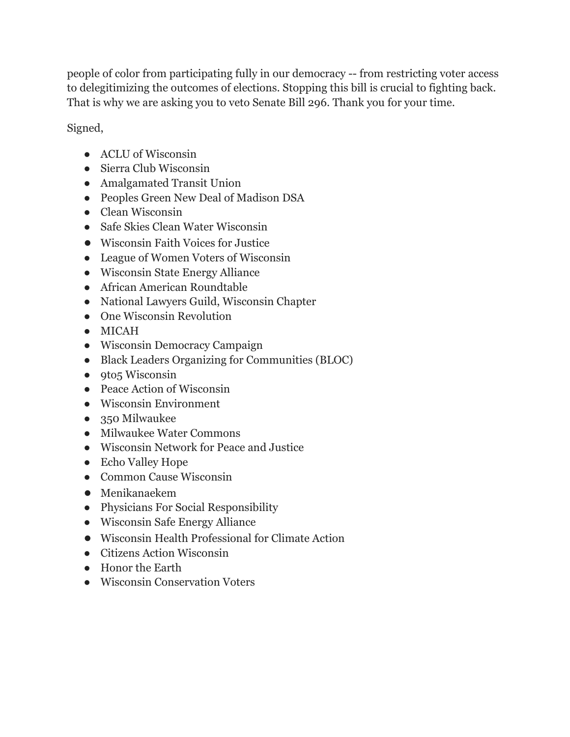people of color from participating fully in our democracy -- from restricting voter access to delegitimizing the outcomes of elections. Stopping this bill is crucial to fighting back. That is why we are asking you to veto Senate Bill 296. Thank you for your time.

Signed,

- ACLU of Wisconsin
- Sierra Club Wisconsin
- Amalgamated Transit Union
- Peoples Green New Deal of Madison DSA
- Clean Wisconsin
- Safe Skies Clean Water Wisconsin
- Wisconsin Faith Voices for Justice
- League of Women Voters of Wisconsin
- Wisconsin State Energy Alliance
- African American Roundtable
- National Lawyers Guild, Wisconsin Chapter
- One Wisconsin Revolution
- MICAH
- Wisconsin Democracy Campaign
- Black Leaders Organizing for Communities (BLOC)
- 9to5 Wisconsin
- Peace Action of Wisconsin
- Wisconsin Environment
- 350 Milwaukee
- Milwaukee Water Commons
- Wisconsin Network for Peace and Justice
- Echo Valley Hope
- Common Cause Wisconsin
- Menikanaekem
- Physicians For Social Responsibility
- Wisconsin Safe Energy Alliance
- Wisconsin Health Professional for Climate Action
- Citizens Action Wisconsin
- Honor the Earth
- Wisconsin Conservation Voters